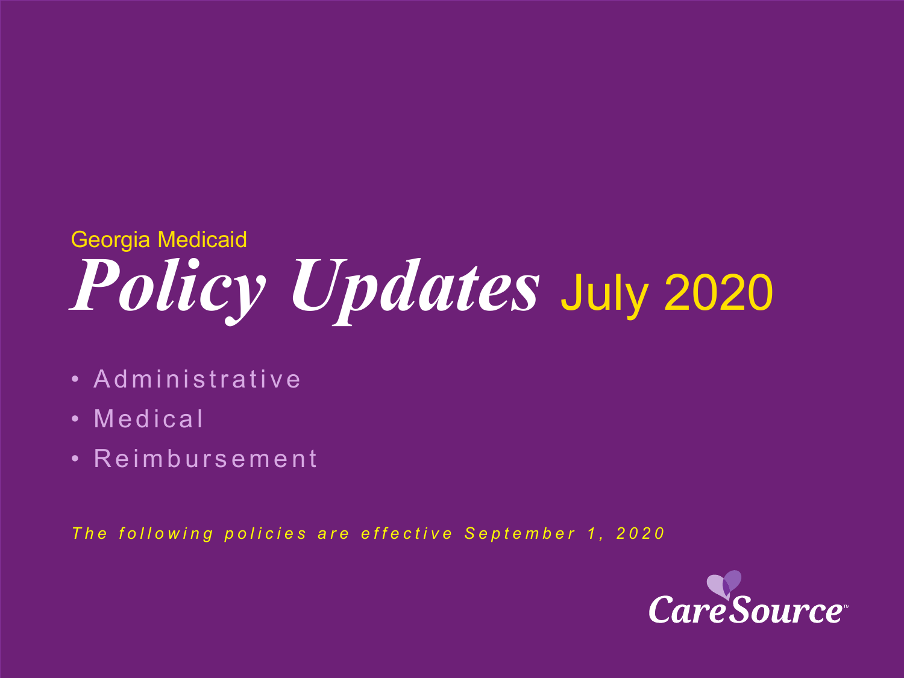Georgia Medicaid

# *Policy Updates* July 2020

- Administrative
- Medical
- Reimbursement

*The following policies are effective September 1, 2020*

CareSource™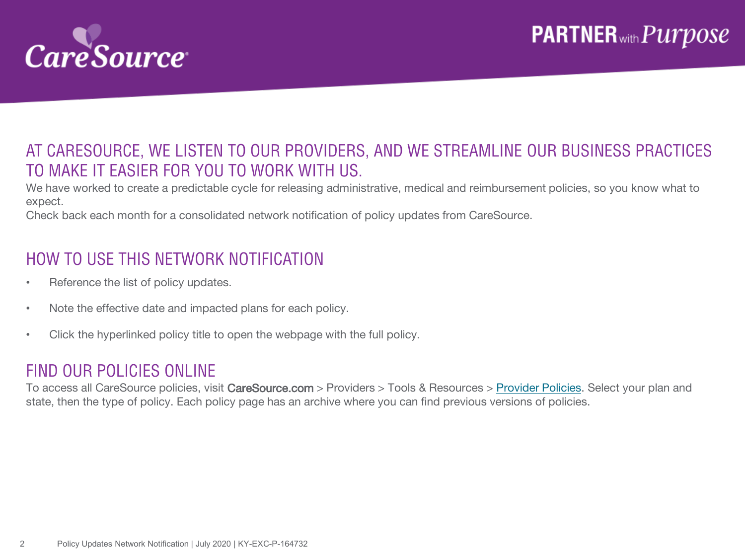## AT CARESOURCE, WE LISTEN TO OUR PROVIDERS, AND WE STREAMLINE OUR BUSINESS PRACTICES TO MAKE IT EASIER FOR YOU TO WORK WITH US.

We have worked to create a predictable cycle for releasing administrative, medical and reimbursement policies, so you know what to expect.

Check back each month for a consolidated network notification of policy updates from CareSource.

## HOW TO USE THIS NETWORK NOTIFICATION

- Reference the list of policy updates.
- Note the effective date and impacted plans for each policy.
- Click the hyperlinked policy title to open the webpage with the full policy.

## FIND OUR POLICIES ONLINE

To access all CareSource policies, visit CareSource.com > Providers > Tools & Resources > Provider Policies. Select your plan and state, then the type of policy. Each policy page has an archive where you can find previous versions of policies.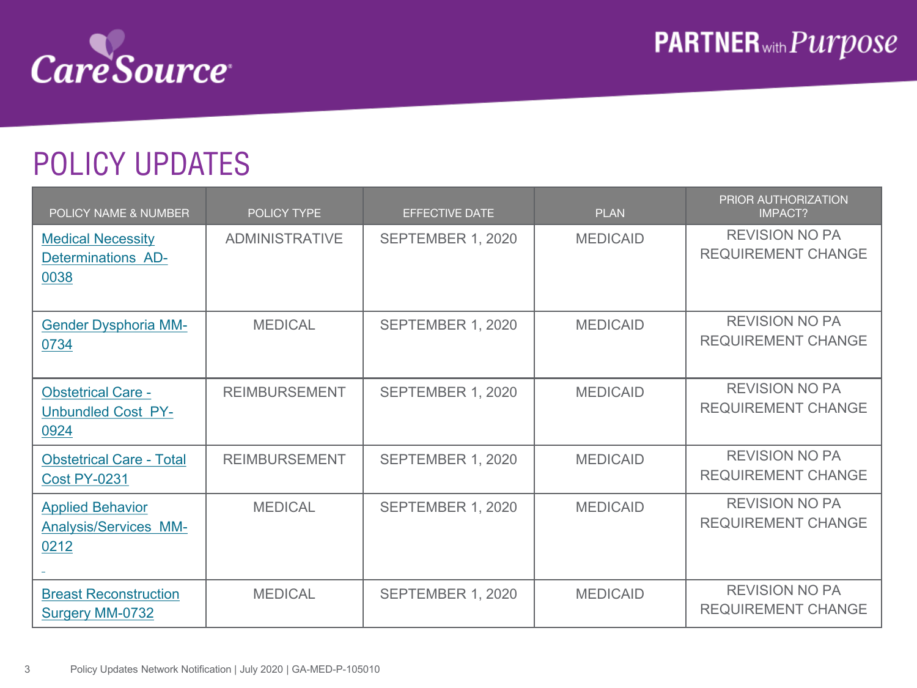# POLICY UPDATES

| POLICY NAME & NUMBER | POLICY TYPE | EFFECTIVE DATE | PLAN | PRIOR AUTHORIZATION IMPACT? |
|---|---|---|---|---|
| Medical Necessity Determinations AD-0038 | ADMINISTRATIVE | SEPTEMBER 1, 2020 | MEDICAID | REVISION NO PA REQUIREMENT CHANGE |
| Gender Dysphoria MM-0734 | MEDICAL | SEPTEMBER 1, 2020 | MEDICAID | REVISION NO PA REQUIREMENT CHANGE |
| Obstetrical Care - Unbundled Cost PY-0924 | REIMBURSEMENT | SEPTEMBER 1, 2020 | MEDICAID | REVISION NO PA REQUIREMENT CHANGE |
| Obstetrical Care - Total Cost PY-0231 | REIMBURSEMENT | SEPTEMBER 1, 2020 | MEDICAID | REVISION NO PA REQUIREMENT CHANGE |
| Applied Behavior Analysis/Services MM-0212 | MEDICAL | SEPTEMBER 1, 2020 | MEDICAID | REVISION NO PA REQUIREMENT CHANGE |
| Breast Reconstruction Surgery MM-0732 | MEDICAL | SEPTEMBER 1, 2020 | MEDICAID | REVISION NO PA REQUIREMENT CHANGE |

Policy Updates Network Notification | July 2020 | GA-MED-P-105010